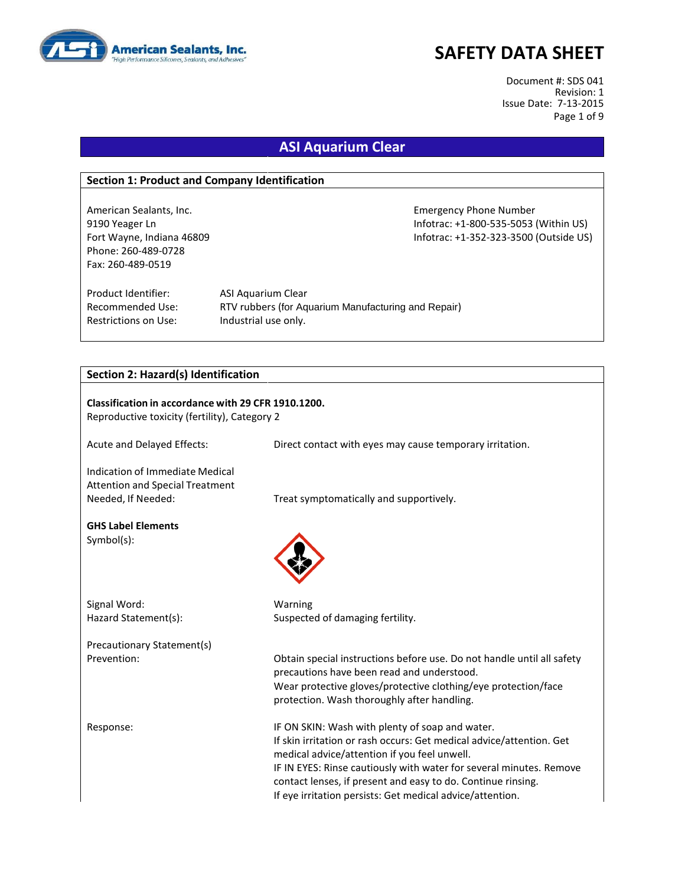# SAFETY DATA SHEET

Document #: SDS 041
Revision: 1
Issue Date: 7-13-2015

## ASI Aquarium Clear

### Section 1: Product and Company Identification

American Sealants, Inc.
9190 Yeager Ln
Fort Wayne, Indiana 46809
Phone: 260-489-0728
Fax: 260-489-0519

Emergency Phone Number
Infotrac: +1-800-535-5053 (Within US)
Infotrac: +1-352-323-3500 (Outside US)

| | |
|---|---|
| Product Identifier: | ASI Aquarium Clear |
| Recommended Use: | RTV rubbers (for Aquarium Manufacturing and Repair) |
| Restrictions on Use: | Industrial use only. |

### Section 2: Hazard(s) Identification

**Classification in accordance with 29 CFR 1910.1200.**
Reproductive toxicity (fertility), Category 2

Acute and Delayed Effects: Direct contact with eyes may cause temporary irritation.

Indication of Immediate Medical Attention and Special Treatment Needed, If Needed: Treat symptomatically and supportively.

**GHS Label Elements**

Symbol(s):

Signal Word: Warning

Hazard Statement(s): Suspected of damaging fertility.

Precautionary Statement(s)

Prevention: Obtain special instructions before use. Do not handle until all safety precautions have been read and understood.
Wear protective gloves/protective clothing/eye protection/face protection. Wash thoroughly after handling.

Response: IF ON SKIN: Wash with plenty of soap and water.
If skin irritation or rash occurs: Get medical advice/attention. Get medical advice/attention if you feel unwell.
IF IN EYES: Rinse cautiously with water for several minutes. Remove contact lenses, if present and easy to do. Continue rinsing.
If eye irritation persists: Get medical advice/attention.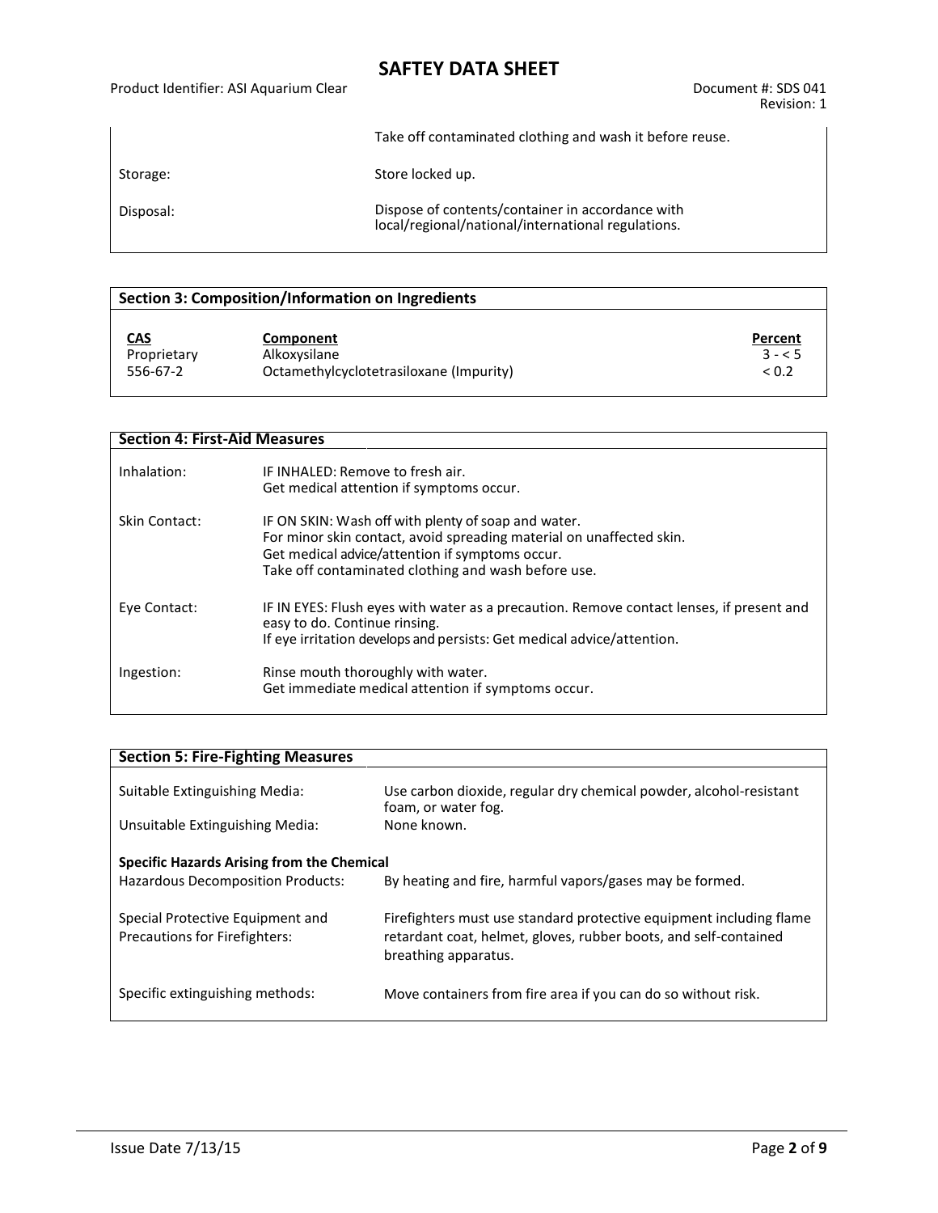| | |
|---|---|
| | Take off contaminated clothing and wash it before reuse. |
| Storage: | Store locked up. |
| Disposal: | Dispose of contents/container in accordance with local/regional/national/international regulations. |

## Section 3: Composition/Information on Ingredients

| CAS | Component | Percent |
|---|---|---|
| Proprietary | Alkoxysilane | 3 - < 5 |
| 556-67-2 | Octamethylcyclotetrasiloxane (Impurity) | < 0.2 |

## Section 4: First-Aid Measures

| | |
|---|---|
| Inhalation: | IF INHALED: Remove to fresh air.<br>Get medical attention if symptoms occur. |
| Skin Contact: | IF ON SKIN: Wash off with plenty of soap and water.<br>For minor skin contact, avoid spreading material on unaffected skin.<br>Get medical advice/attention if symptoms occur.<br>Take off contaminated clothing and wash before use. |
| Eye Contact: | IF IN EYES: Flush eyes with water as a precaution. Remove contact lenses, if present and easy to do. Continue rinsing.<br>If eye irritation develops and persists: Get medical advice/attention. |
| Ingestion: | Rinse mouth thoroughly with water.<br>Get immediate medical attention if symptoms occur. |

## Section 5: Fire-Fighting Measures

| | |
|---|---|
| Suitable Extinguishing Media: | Use carbon dioxide, regular dry chemical powder, alcohol-resistant foam, or water fog. |
| Unsuitable Extinguishing Media: | None known. |

**Specific Hazards Arising from the Chemical**

| | |
|---|---|
| Hazardous Decomposition Products: | By heating and fire, harmful vapors/gases may be formed. |
| Special Protective Equipment and Precautions for Firefighters: | Firefighters must use standard protective equipment including flame retardant coat, helmet, gloves, rubber boots, and self-contained breathing apparatus. |
| Specific extinguishing methods: | Move containers from fire area if you can do so without risk. |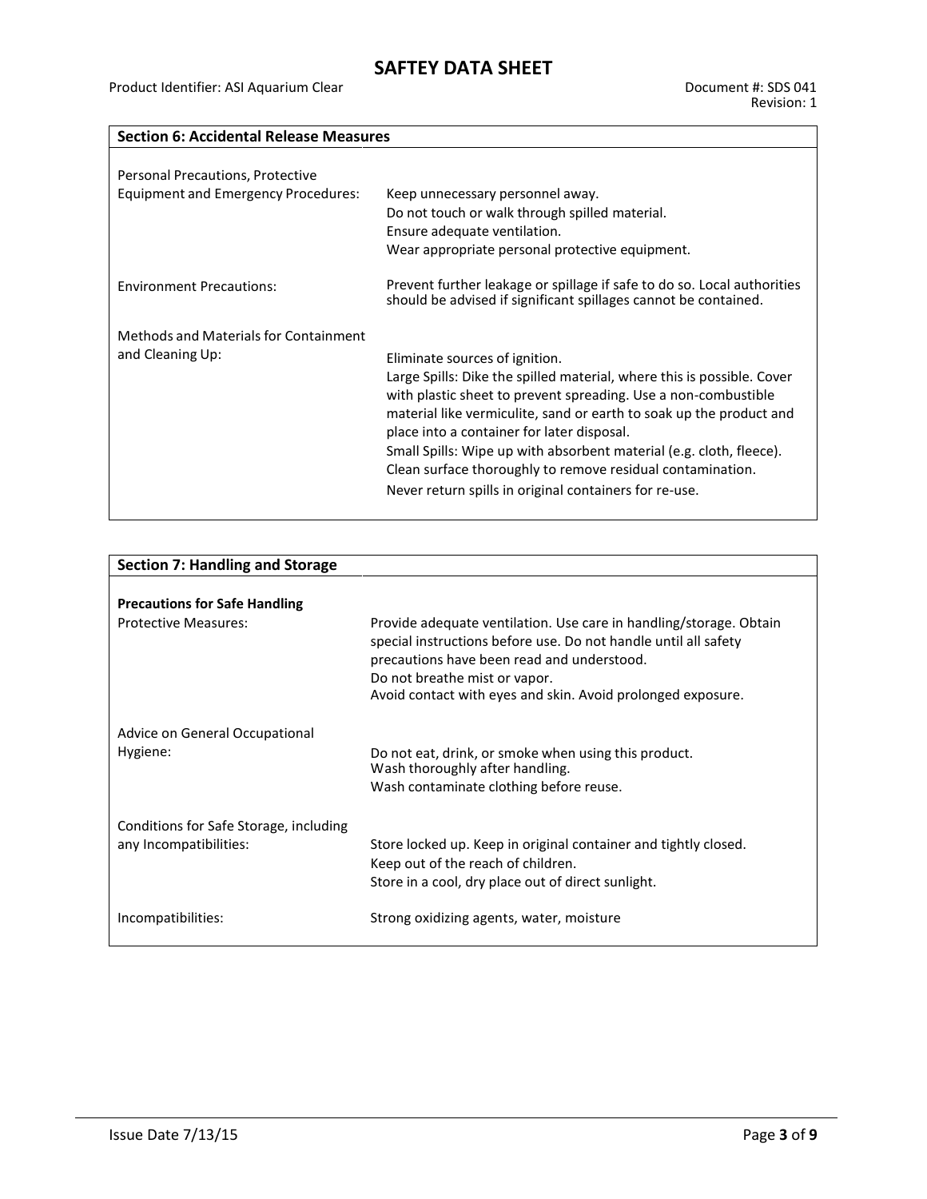## Section 6: Accidental Release Measures

| | |
|---|---|
| Personal Precautions, Protective Equipment and Emergency Procedures: | Keep unnecessary personnel away.<br>Do not touch or walk through spilled material.<br>Ensure adequate ventilation.<br>Wear appropriate personal protective equipment. |
| Environment Precautions: | Prevent further leakage or spillage if safe to do so. Local authorities should be advised if significant spillages cannot be contained. |
| Methods and Materials for Containment and Cleaning Up: | Eliminate sources of ignition.<br>Large Spills: Dike the spilled material, where this is possible. Cover with plastic sheet to prevent spreading. Use a non-combustible material like vermiculite, sand or earth to soak up the product and place into a container for later disposal.<br>Small Spills: Wipe up with absorbent material (e.g. cloth, fleece). Clean surface thoroughly to remove residual contamination.<br>Never return spills in original containers for re-use. |

## Section 7: Handling and Storage

**Precautions for Safe Handling**

| | |
|---|---|
| Protective Measures: | Provide adequate ventilation. Use care in handling/storage. Obtain special instructions before use. Do not handle until all safety precautions have been read and understood.<br>Do not breathe mist or vapor.<br>Avoid contact with eyes and skin. Avoid prolonged exposure. |
| Advice on General Occupational Hygiene: | Do not eat, drink, or smoke when using this product.<br>Wash thoroughly after handling.<br>Wash contaminate clothing before reuse. |
| Conditions for Safe Storage, including any Incompatibilities: | Store locked up. Keep in original container and tightly closed.<br>Keep out of the reach of children.<br>Store in a cool, dry place out of direct sunlight. |
| Incompatibilities: | Strong oxidizing agents, water, moisture |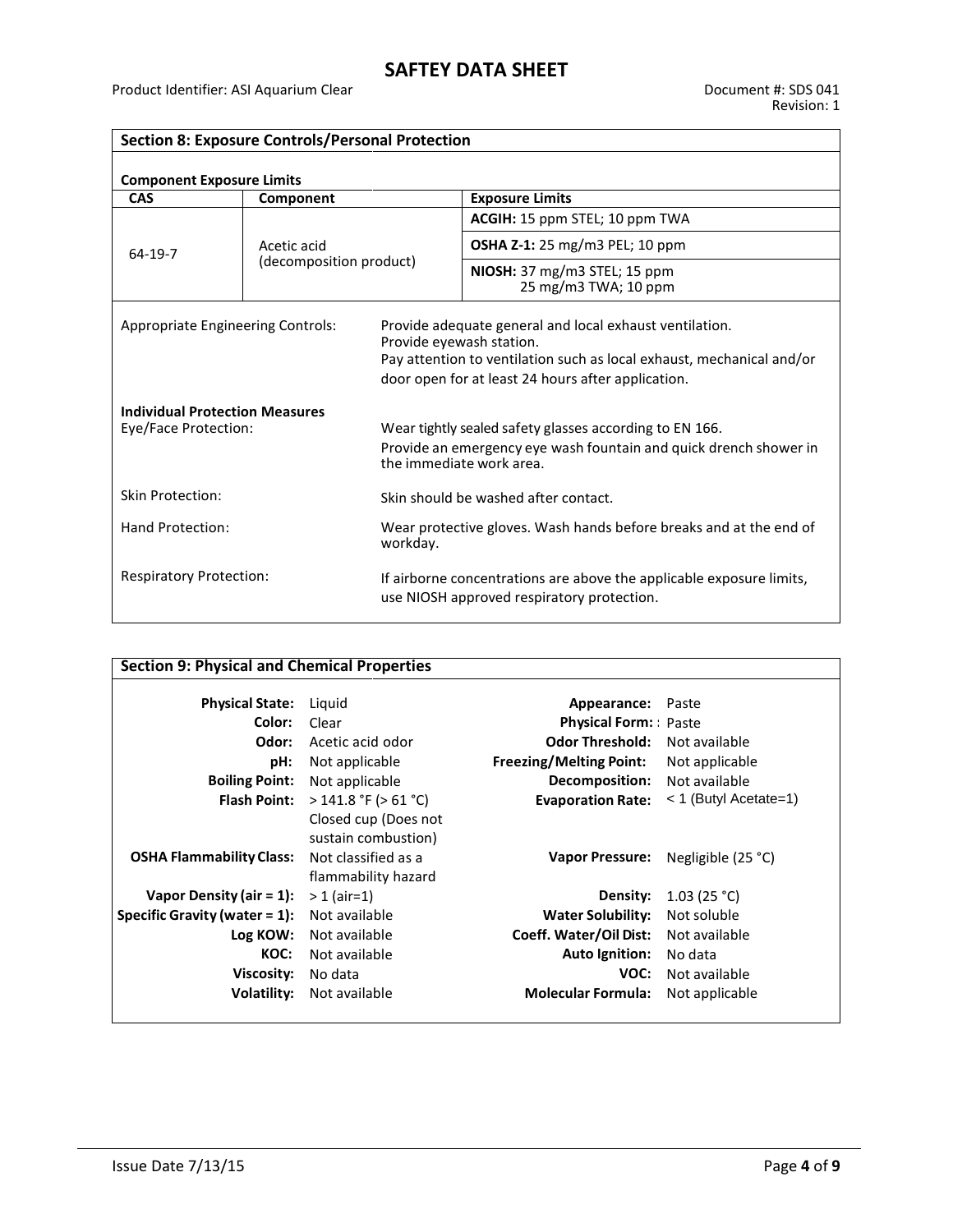## Section 8: Exposure Controls/Personal Protection

### Component Exposure Limits

| CAS | Component | Exposure Limits |
|---|---|---|
| 64-19-7 | Acetic acid (decomposition product) | **ACGIH:** 15 ppm STEL; 10 ppm TWA |
| | | **OSHA Z-1:** 25 mg/m3 PEL; 10 ppm |
| | | **NIOSH:** 37 mg/m3 STEL; 15 ppm 25 mg/m3 TWA; 10 ppm |

Appropriate Engineering Controls: Provide adequate general and local exhaust ventilation. Provide eyewash station. Pay attention to ventilation such as local exhaust, mechanical and/or door open for at least 24 hours after application.

**Individual Protection Measures**

Eye/Face Protection: Wear tightly sealed safety glasses according to EN 166. Provide an emergency eye wash fountain and quick drench shower in the immediate work area.

Skin Protection: Skin should be washed after contact.

Hand Protection: Wear protective gloves. Wash hands before breaks and at the end of workday.

Respiratory Protection: If airborne concentrations are above the applicable exposure limits, use NIOSH approved respiratory protection.

## Section 9: Physical and Chemical Properties

| | | | |
|---|---|---|---|
| **Physical State:** | Liquid | **Appearance:** | Paste |
| **Color:** | Clear | **Physical Form:** | Paste |
| **Odor:** | Acetic acid odor | **Odor Threshold:** | Not available |
| **pH:** | Not applicable | **Freezing/Melting Point:** | Not applicable |
| **Boiling Point:** | Not applicable | **Decomposition:** | Not available |
| **Flash Point:** | > 141.8 °F (> 61 °C) Closed cup (Does not sustain combustion) | **Evaporation Rate:** | < 1 (Butyl Acetate=1) |
| **OSHA Flammability Class:** | Not classified as a flammability hazard | **Vapor Pressure:** | Negligible (25 °C) |
| **Vapor Density (air = 1):** | > 1 (air=1) | **Density:** | 1.03 (25 °C) |
| **Specific Gravity (water = 1):** | Not available | **Water Solubility:** | Not soluble |
| **Log KOW:** | Not available | **Coeff. Water/Oil Dist:** | Not available |
| **KOC:** | Not available | **Auto Ignition:** | No data |
| **Viscosity:** | No data | **VOC:** | Not available |
| **Volatility:** | Not available | **Molecular Formula:** | Not applicable |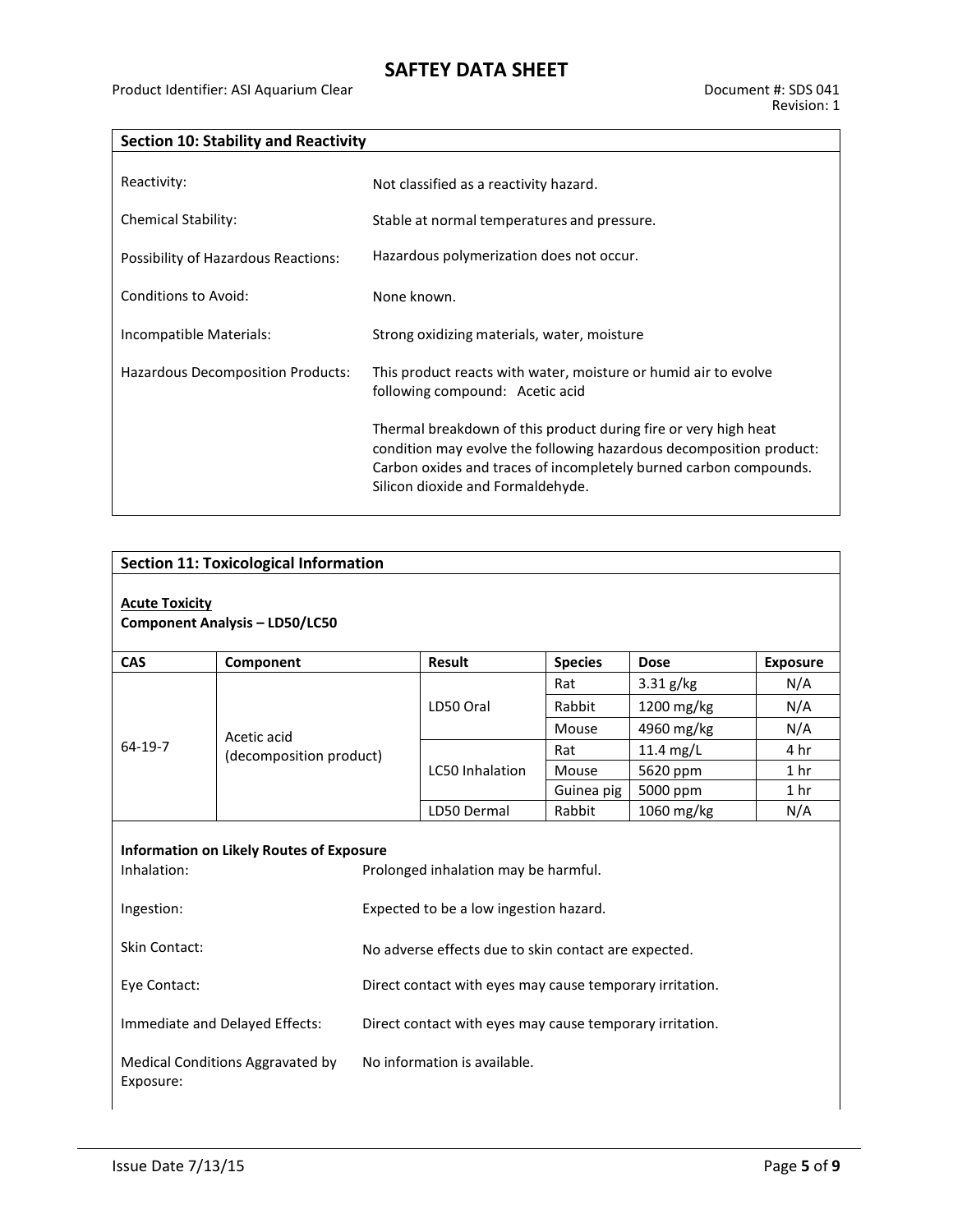## Section 10: Stability and Reactivity

Reactivity: Not classified as a reactivity hazard.

Chemical Stability: Stable at normal temperatures and pressure.

Possibility of Hazardous Reactions: Hazardous polymerization does not occur.

Conditions to Avoid: None known.

Incompatible Materials: Strong oxidizing materials, water, moisture

Hazardous Decomposition Products: This product reacts with water, moisture or humid air to evolve following compound: Acetic acid

Thermal breakdown of this product during fire or very high heat condition may evolve the following hazardous decomposition product: Carbon oxides and traces of incompletely burned carbon compounds. Silicon dioxide and Formaldehyde.

## Section 11: Toxicological Information

**Acute Toxicity**

**Component Analysis – LD50/LC50**

| CAS | Component | Result | Species | Dose | Exposure |
|---|---|---|---|---|---|
| 64-19-7 | Acetic acid (decomposition product) | LD50 Oral | Rat | 3.31 g/kg | N/A |
| | | | Rabbit | 1200 mg/kg | N/A |
| | | | Mouse | 4960 mg/kg | N/A |
| | | LC50 Inhalation | Rat | 11.4 mg/L | 4 hr |
| | | | Mouse | 5620 ppm | 1 hr |
| | | | Guinea pig | 5000 ppm | 1 hr |
| | | LD50 Dermal | Rabbit | 1060 mg/kg | N/A |

**Information on Likely Routes of Exposure**

Inhalation: Prolonged inhalation may be harmful.

Ingestion: Expected to be a low ingestion hazard.

Skin Contact: No adverse effects due to skin contact are expected.

Eye Contact: Direct contact with eyes may cause temporary irritation.

Immediate and Delayed Effects: Direct contact with eyes may cause temporary irritation.

Medical Conditions Aggravated by Exposure: No information is available.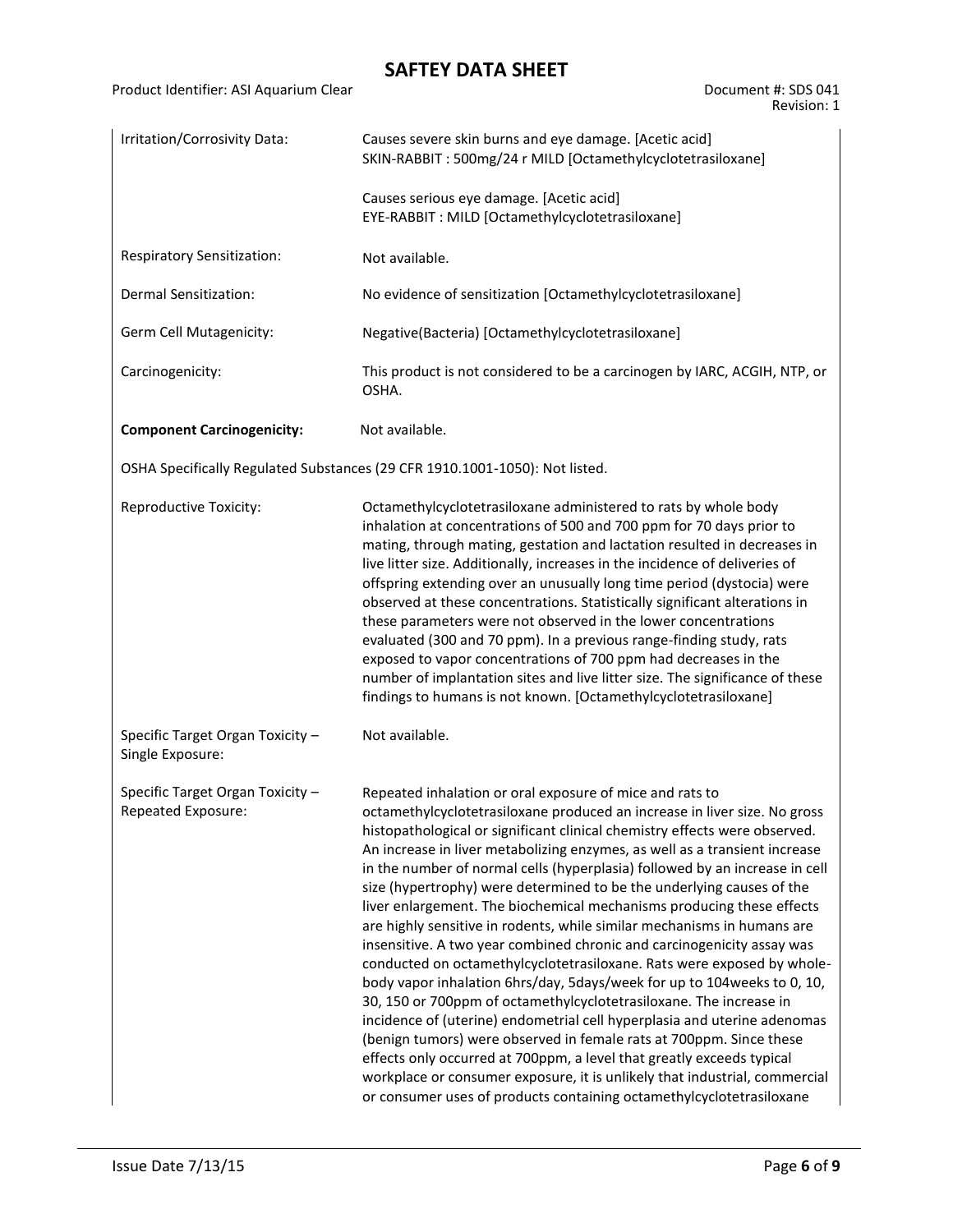| | |
|---|---|
| Irritation/Corrosivity Data: | Causes severe skin burns and eye damage. [Acetic acid]<br>SKIN-RABBIT : 500mg/24 r MILD [Octamethylcyclotetrasiloxane]<br><br>Causes serious eye damage. [Acetic acid]<br>EYE-RABBIT : MILD [Octamethylcyclotetrasiloxane] |
| Respiratory Sensitization: | Not available. |
| Dermal Sensitization: | No evidence of sensitization [Octamethylcyclotetrasiloxane] |
| Germ Cell Mutagenicity: | Negative(Bacteria) [Octamethylcyclotetrasiloxane] |
| Carcinogenicity: | This product is not considered to be a carcinogen by IARC, ACGIH, NTP, or OSHA. |
| **Component Carcinogenicity:** | Not available. |

OSHA Specifically Regulated Substances (29 CFR 1910.1001-1050): Not listed.

| | |
|---|---|
| Reproductive Toxicity: | Octamethylcyclotetrasiloxane administered to rats by whole body inhalation at concentrations of 500 and 700 ppm for 70 days prior to mating, through mating, gestation and lactation resulted in decreases in live litter size. Additionally, increases in the incidence of deliveries of offspring extending over an unusually long time period (dystocia) were observed at these concentrations. Statistically significant alterations in these parameters were not observed in the lower concentrations evaluated (300 and 70 ppm). In a previous range-finding study, rats exposed to vapor concentrations of 700 ppm had decreases in the number of implantation sites and live litter size. The significance of these findings to humans is not known. [Octamethylcyclotetrasiloxane] |
| Specific Target Organ Toxicity – Single Exposure: | Not available. |
| Specific Target Organ Toxicity – Repeated Exposure: | Repeated inhalation or oral exposure of mice and rats to octamethylcyclotetrasiloxane produced an increase in liver size. No gross histopathological or significant clinical chemistry effects were observed. An increase in liver metabolizing enzymes, as well as a transient increase in the number of normal cells (hyperplasia) followed by an increase in cell size (hypertrophy) were determined to be the underlying causes of the liver enlargement. The biochemical mechanisms producing these effects are highly sensitive in rodents, while similar mechanisms in humans are insensitive. A two year combined chronic and carcinogenicity assay was conducted on octamethylcyclotetrasiloxane. Rats were exposed by whole-body vapor inhalation 6hrs/day, 5days/week for up to 104weeks to 0, 10, 30, 150 or 700ppm of octamethylcyclotetrasiloxane. The increase in incidence of (uterine) endometrial cell hyperplasia and uterine adenomas (benign tumors) were observed in female rats at 700ppm. Since these effects only occurred at 700ppm, a level that greatly exceeds typical workplace or consumer exposure, it is unlikely that industrial, commercial or consumer uses of products containing octamethylcyclotetrasiloxane |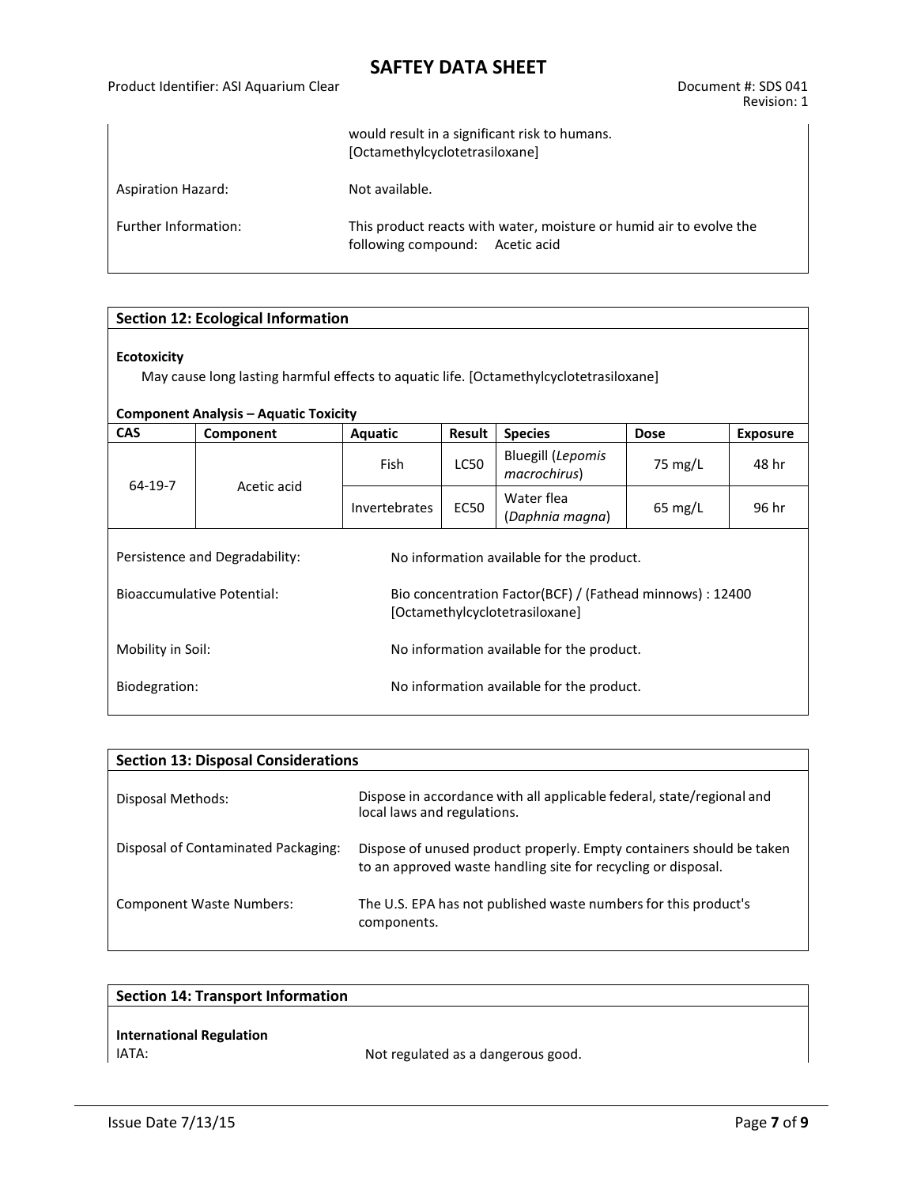| | |
|---|---|
| | would result in a significant risk to humans. [Octamethylcyclotetrasiloxane] |
| Aspiration Hazard: | Not available. |
| Further Information: | This product reacts with water, moisture or humid air to evolve the following compound: Acetic acid |

## Section 12: Ecological Information

**Ecotoxicity**

May cause long lasting harmful effects to aquatic life. [Octamethylcyclotetrasiloxane]

**Component Analysis – Aquatic Toxicity**

| CAS | Component | Aquatic | Result | Species | Dose | Exposure |
|---|---|---|---|---|---|---|
| 64-19-7 | Acetic acid | Fish | LC50 | Bluegill (*Lepomis macrochirus*) | 75 mg/L | 48 hr |
| | | Invertebrates | EC50 | Water flea (*Daphnia magna*) | 65 mg/L | 96 hr |

| | |
|---|---|
| Persistence and Degradability: | No information available for the product. |
| Bioaccumulative Potential: | Bio concentration Factor(BCF) / (Fathead minnows) : 12400 [Octamethylcyclotetrasiloxane] |
| Mobility in Soil: | No information available for the product. |
| Biodegration: | No information available for the product. |

## Section 13: Disposal Considerations

| | |
|---|---|
| Disposal Methods: | Dispose in accordance with all applicable federal, state/regional and local laws and regulations. |
| Disposal of Contaminated Packaging: | Dispose of unused product properly. Empty containers should be taken to an approved waste handling site for recycling or disposal. |
| Component Waste Numbers: | The U.S. EPA has not published waste numbers for this product's components. |

## Section 14: Transport Information

**International Regulation**

IATA: Not regulated as a dangerous good.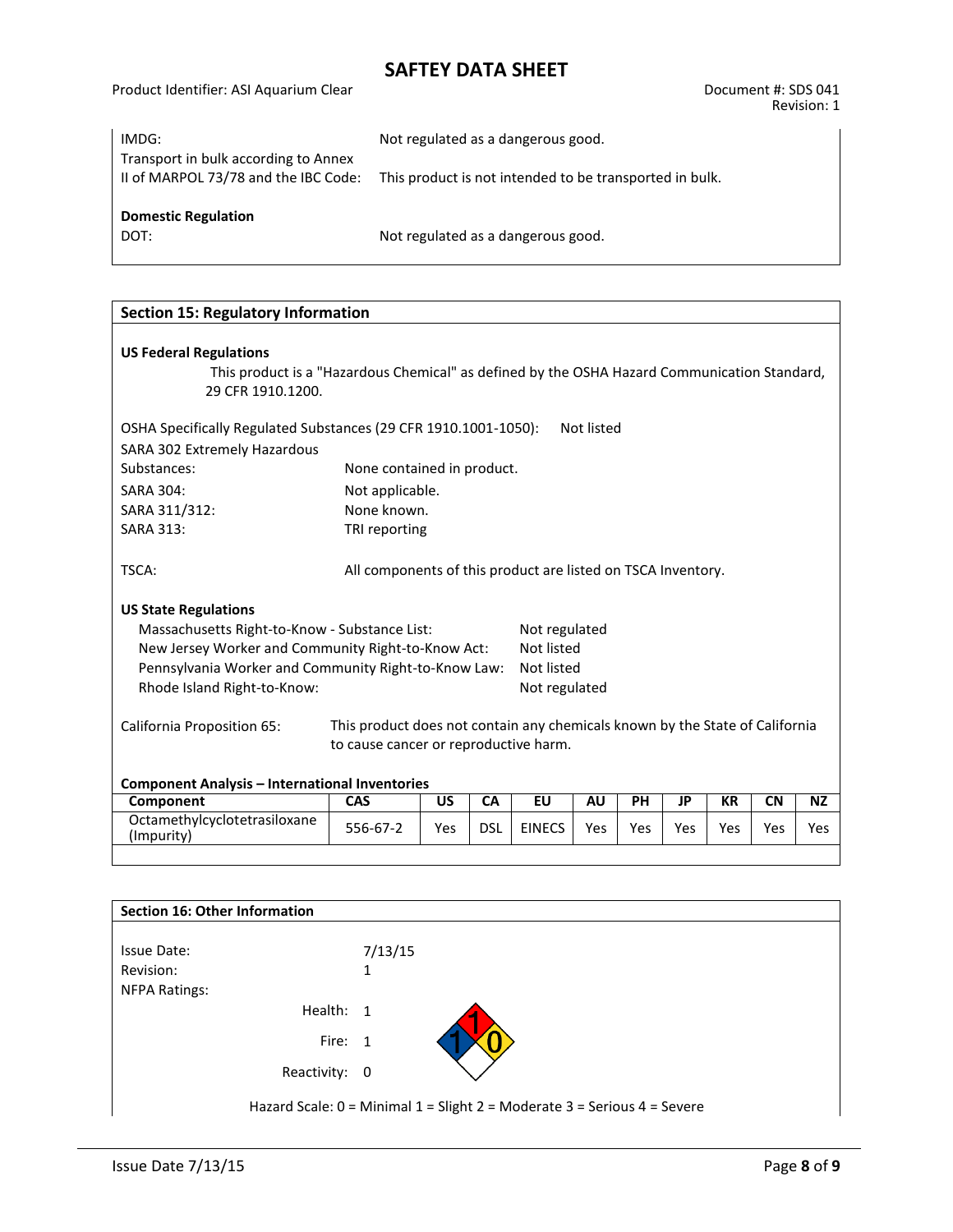| | |
|---|---|
| IMDG: | Not regulated as a dangerous good. |
| Transport in bulk according to Annex II of MARPOL 73/78 and the IBC Code: | This product is not intended to be transported in bulk. |

**Domestic Regulation**

| | |
|---|---|
| DOT: | Not regulated as a dangerous good. |

## Section 15: Regulatory Information

**US Federal Regulations**

This product is a "Hazardous Chemical" as defined by the OSHA Hazard Communication Standard, 29 CFR 1910.1200.

OSHA Specifically Regulated Substances (29 CFR 1910.1001-1050): Not listed

| | |
|---|---|
| SARA 302 Extremely Hazardous Substances: | None contained in product. |
| SARA 304: | Not applicable. |
| SARA 311/312: | None known. |
| SARA 313: | TRI reporting |
| TSCA: | All components of this product are listed on TSCA Inventory. |

**US State Regulations**

| | |
|---|---|
| Massachusetts Right-to-Know - Substance List: | Not regulated |
| New Jersey Worker and Community Right-to-Know Act: | Not listed |
| Pennsylvania Worker and Community Right-to-Know Law: | Not listed |
| Rhode Island Right-to-Know: | Not regulated |

California Proposition 65: This product does not contain any chemicals known by the State of California to cause cancer or reproductive harm.

**Component Analysis – International Inventories**

| Component | CAS | US | CA | EU | AU | PH | JP | KR | CN | NZ |
|---|---|---|---|---|---|---|---|---|---|---|
| Octamethylcyclotetrasiloxane (Impurity) | 556-67-2 | Yes | DSL | EINECS | Yes | Yes | Yes | Yes | Yes | Yes |

## Section 16: Other Information

| | |
|---|---|
| Issue Date: | 7/13/15 |
| Revision: | 1 |
| NFPA Ratings: | |
| Health: | 1 |
| Fire: | 1 |
| Reactivity: | 0 |

Hazard Scale: 0 = Minimal 1 = Slight 2 = Moderate 3 = Serious 4 = Severe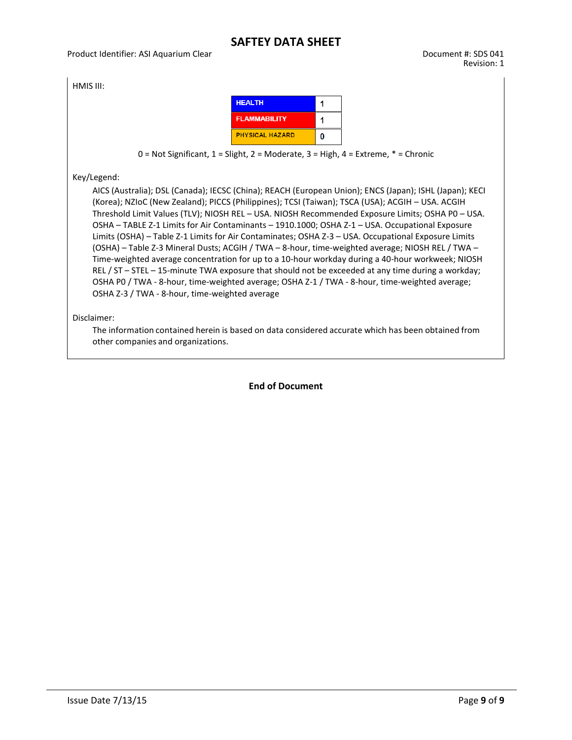HMIS III:

| | |
|---|---|
| HEALTH | 1 |
| FLAMMABILITY | 1 |
| PHYSICAL HAZARD | 0 |

0 = Not Significant, 1 = Slight, 2 = Moderate, 3 = High, 4 = Extreme, * = Chronic

Key/Legend:

AICS (Australia); DSL (Canada); IECSC (China); REACH (European Union); ENCS (Japan); ISHL (Japan); KECI (Korea); NZIoC (New Zealand); PICCS (Philippines); TCSI (Taiwan); TSCA (USA); ACGIH – USA. ACGIH Threshold Limit Values (TLV); NIOSH REL – USA. NIOSH Recommended Exposure Limits; OSHA P0 – USA. OSHA – TABLE Z-1 Limits for Air Contaminants – 1910.1000; OSHA Z-1 – USA. Occupational Exposure Limits (OSHA) – Table Z-1 Limits for Air Contaminates; OSHA Z-3 – USA. Occupational Exposure Limits (OSHA) – Table Z-3 Mineral Dusts; ACGIH / TWA – 8-hour, time-weighted average; NIOSH REL / TWA – Time-weighted average concentration for up to a 10-hour workday during a 40-hour workweek; NIOSH REL / ST – STEL – 15-minute TWA exposure that should not be exceeded at any time during a workday; OSHA P0 / TWA - 8-hour, time-weighted average; OSHA Z-1 / TWA - 8-hour, time-weighted average; OSHA Z-3 / TWA - 8-hour, time-weighted average

Disclaimer:

The information contained herein is based on data considered accurate which has been obtained from other companies and organizations.

**End of Document**